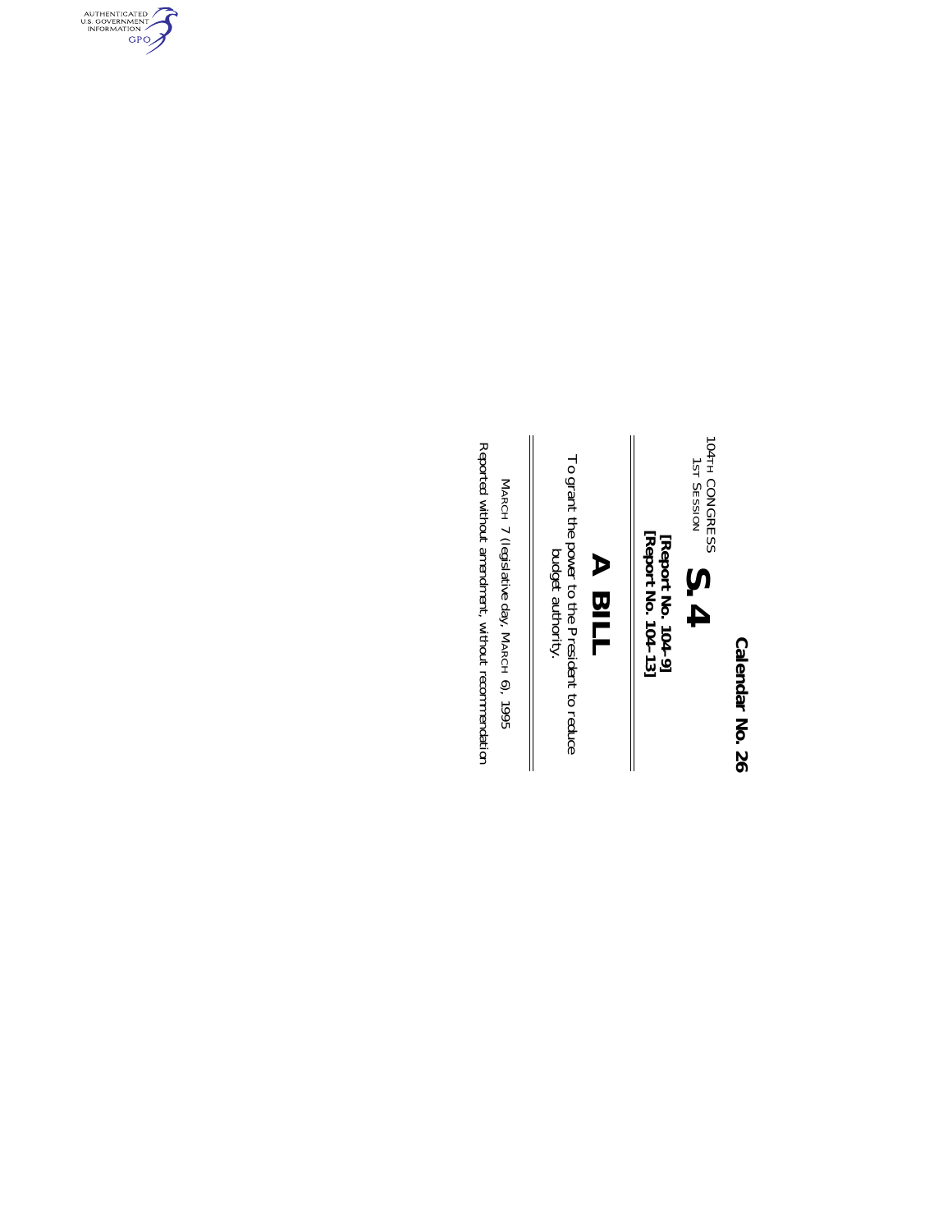Calendar No. 26

104TH CONGRESS
1ST SESSION

# S. 4

[Report No. 104–9]
[Report No. 104–13]

## A BILL

To grant the power to the President to reduce budget authority.

MARCH 7 (legislative day, MARCH 6), 1995

Reported without amendment, without recommendation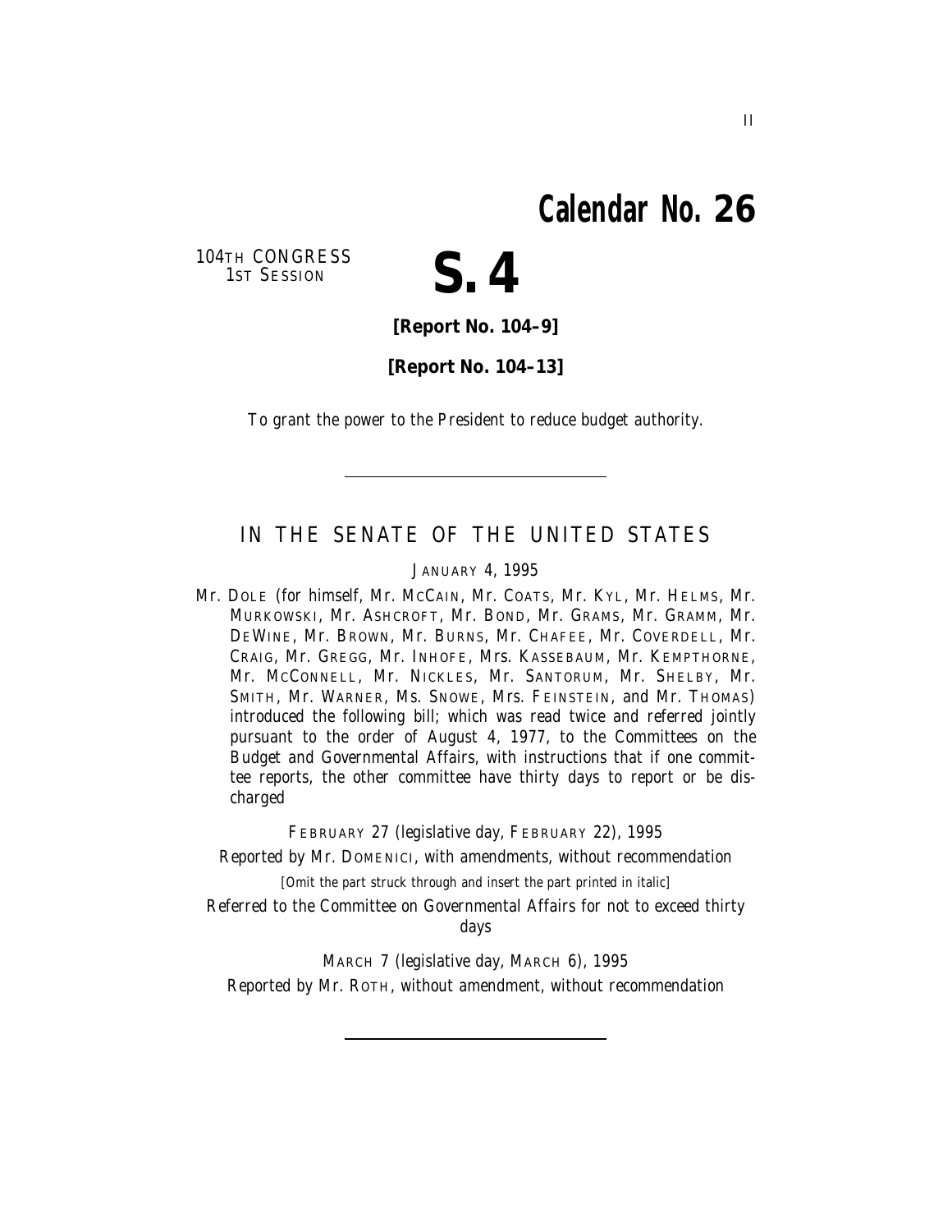# Calendar No. 26

104TH CONGRESS
1ST SESSION

# S. 4

**[Report No. 104–9]**

**[Report No. 104–13]**

To grant the power to the President to reduce budget authority.

---

## IN THE SENATE OF THE UNITED STATES

JANUARY 4, 1995

Mr. DOLE (for himself, Mr. MCCAIN, Mr. COATS, Mr. KYL, Mr. HELMS, Mr. MURKOWSKI, Mr. ASHCROFT, Mr. BOND, Mr. GRAMS, Mr. GRAMM, Mr. DEWINE, Mr. BROWN, Mr. BURNS, Mr. CHAFEE, Mr. COVERDELL, Mr. CRAIG, Mr. GREGG, Mr. INHOFE, Mrs. KASSEBAUM, Mr. KEMPTHORNE, Mr. MCCONNELL, Mr. NICKLES, Mr. SANTORUM, Mr. SHELBY, Mr. SMITH, Mr. WARNER, Ms. SNOWE, Mrs. FEINSTEIN, and Mr. THOMAS) introduced the following bill; which was read twice and referred jointly pursuant to the order of August 4, 1977, to the Committees on the Budget and Governmental Affairs, with instructions that if one committee reports, the other committee have thirty days to report or be discharged

FEBRUARY 27 (legislative day, FEBRUARY 22), 1995

Reported by Mr. DOMENICI, with amendments, without recommendation

[Omit the part struck through and insert the part printed in italic]

Referred to the Committee on Governmental Affairs for not to exceed thirty days

MARCH 7 (legislative day, MARCH 6), 1995

Reported by Mr. ROTH, without amendment, without recommendation

---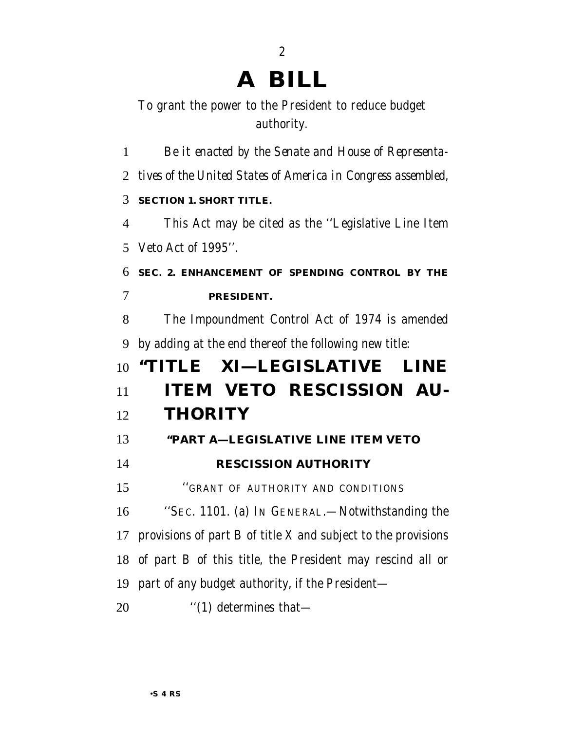# A BILL

To grant the power to the President to reduce budget authority.

*Be it enacted by the Senate and House of Representatives of the United States of America in Congress assembled,*

**SECTION 1. SHORT TITLE.**

This Act may be cited as the ''Legislative Line Item Veto Act of 1995''.

**SEC. 2. ENHANCEMENT OF SPENDING CONTROL BY THE PRESIDENT.**

The Impoundment Control Act of 1974 is amended by adding at the end thereof the following new title:

## ''TITLE XI—LEGISLATIVE LINE ITEM VETO RESCISSION AUTHORITY

### ''PART A—LEGISLATIVE LINE ITEM VETO RESCISSION AUTHORITY

''GRANT OF AUTHORITY AND CONDITIONS

''SEC. 1101. (a) IN GENERAL.—Notwithstanding the provisions of part B of title X and subject to the provisions of part B of this title, the President may rescind all or part of any budget authority, if the President—

''(1) determines that—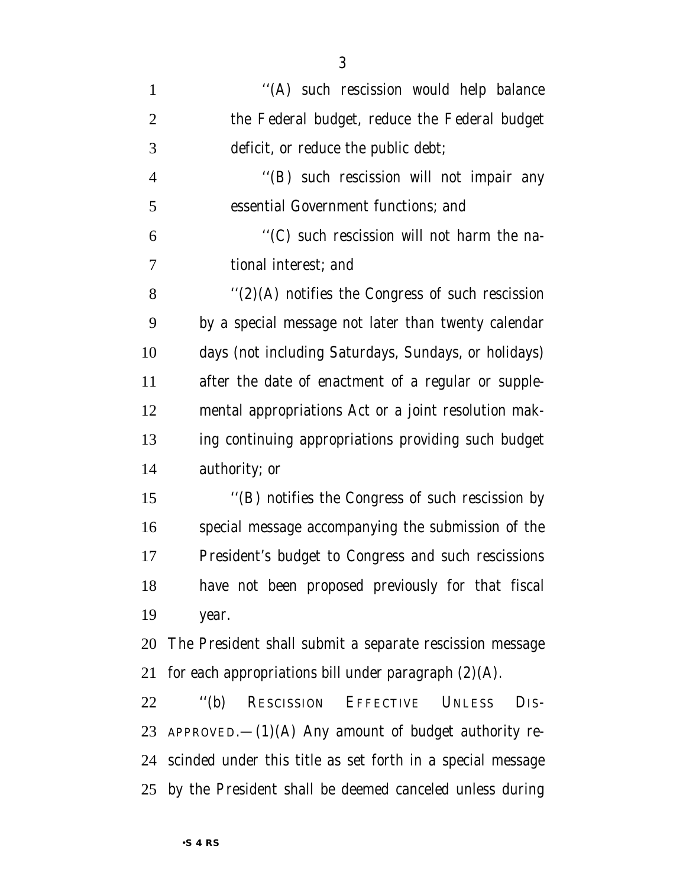''(A) such rescission would help balance the Federal budget, reduce the Federal budget deficit, or reduce the public debt;

''(B) such rescission will not impair any essential Government functions; and

''(C) such rescission will not harm the national interest; and

''(2)(A) notifies the Congress of such rescission by a special message not later than twenty calendar days (not including Saturdays, Sundays, or holidays) after the date of enactment of a regular or supplemental appropriations Act or a joint resolution making continuing appropriations providing such budget authority; or

''(B) notifies the Congress of such rescission by special message accompanying the submission of the President's budget to Congress and such rescissions have not been proposed previously for that fiscal year.

The President shall submit a separate rescission message for each appropriations bill under paragraph (2)(A).

''(b) RESCISSION EFFECTIVE UNLESS DISAPPROVED.—(1)(A) Any amount of budget authority rescinded under this title as set forth in a special message by the President shall be deemed canceled unless during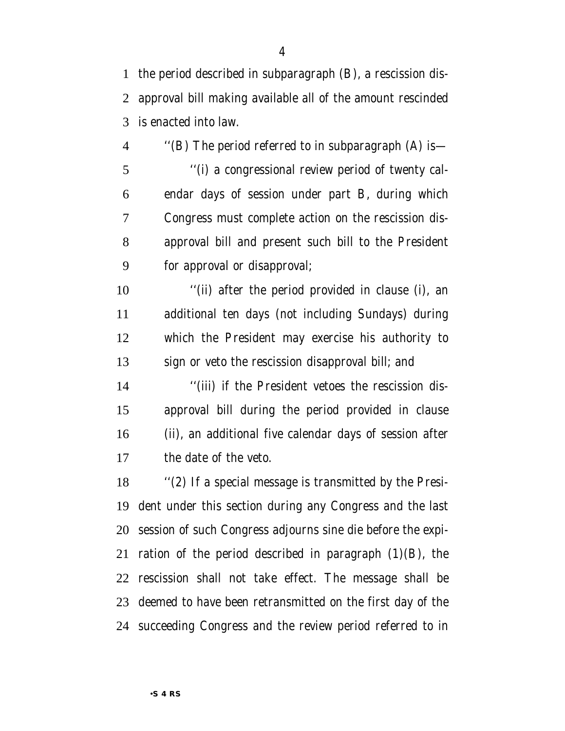the period described in subparagraph (B), a rescission disapproval bill making available all of the amount rescinded is enacted into law.

''(B) The period referred to in subparagraph (A) is—

''(i) a congressional review period of twenty calendar days of session under part B, during which Congress must complete action on the rescission disapproval bill and present such bill to the President for approval or disapproval;

''(ii) after the period provided in clause (i), an additional ten days (not including Sundays) during which the President may exercise his authority to sign or veto the rescission disapproval bill; and

''(iii) if the President vetoes the rescission disapproval bill during the period provided in clause (ii), an additional five calendar days of session after the date of the veto.

''(2) If a special message is transmitted by the President under this section during any Congress and the last session of such Congress adjourns sine die before the expiration of the period described in paragraph (1)(B), the rescission shall not take effect. The message shall be deemed to have been retransmitted on the first day of the succeeding Congress and the review period referred to in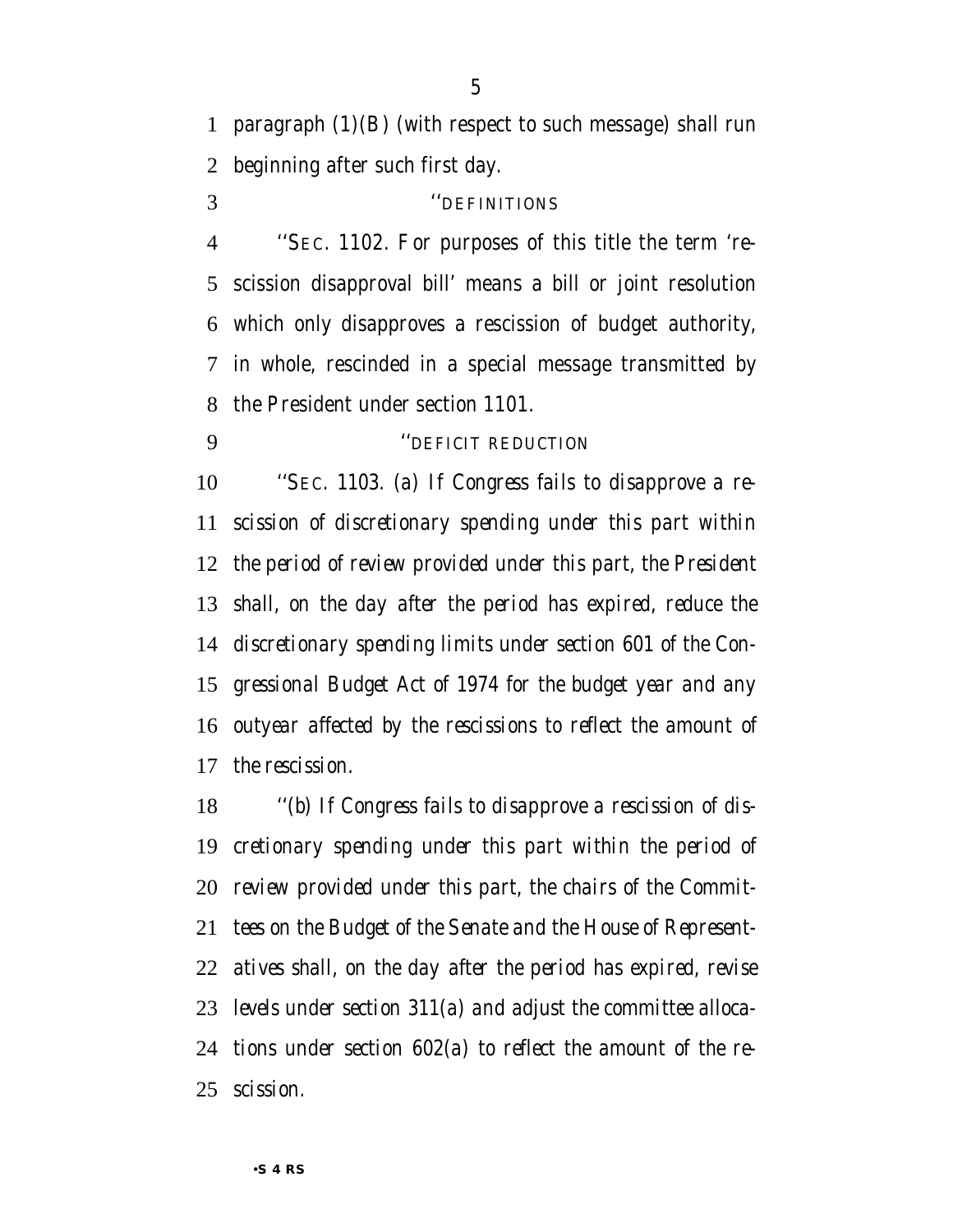paragraph (1)(B) (with respect to such message) shall run beginning after such first day.

''DEFINITIONS

''SEC. 1102. For purposes of this title the term 'rescission disapproval bill' means a bill or joint resolution which only disapproves a rescission of budget authority, in whole, rescinded in a special message transmitted by the President under section 1101.

''DEFICIT REDUCTION

*''SEC. 1103. (a) If Congress fails to disapprove a rescission of discretionary spending under this part within the period of review provided under this part, the President shall, on the day after the period has expired, reduce the discretionary spending limits under section 601 of the Congressional Budget Act of 1974 for the budget year and any outyear affected by the rescissions to reflect the amount of the rescission.*

*''(b) If Congress fails to disapprove a rescission of discretionary spending under this part within the period of review provided under this part, the chairs of the Committees on the Budget of the Senate and the House of Representatives shall, on the day after the period has expired, revise levels under section 311(a) and adjust the committee allocations under section 602(a) to reflect the amount of the rescission.*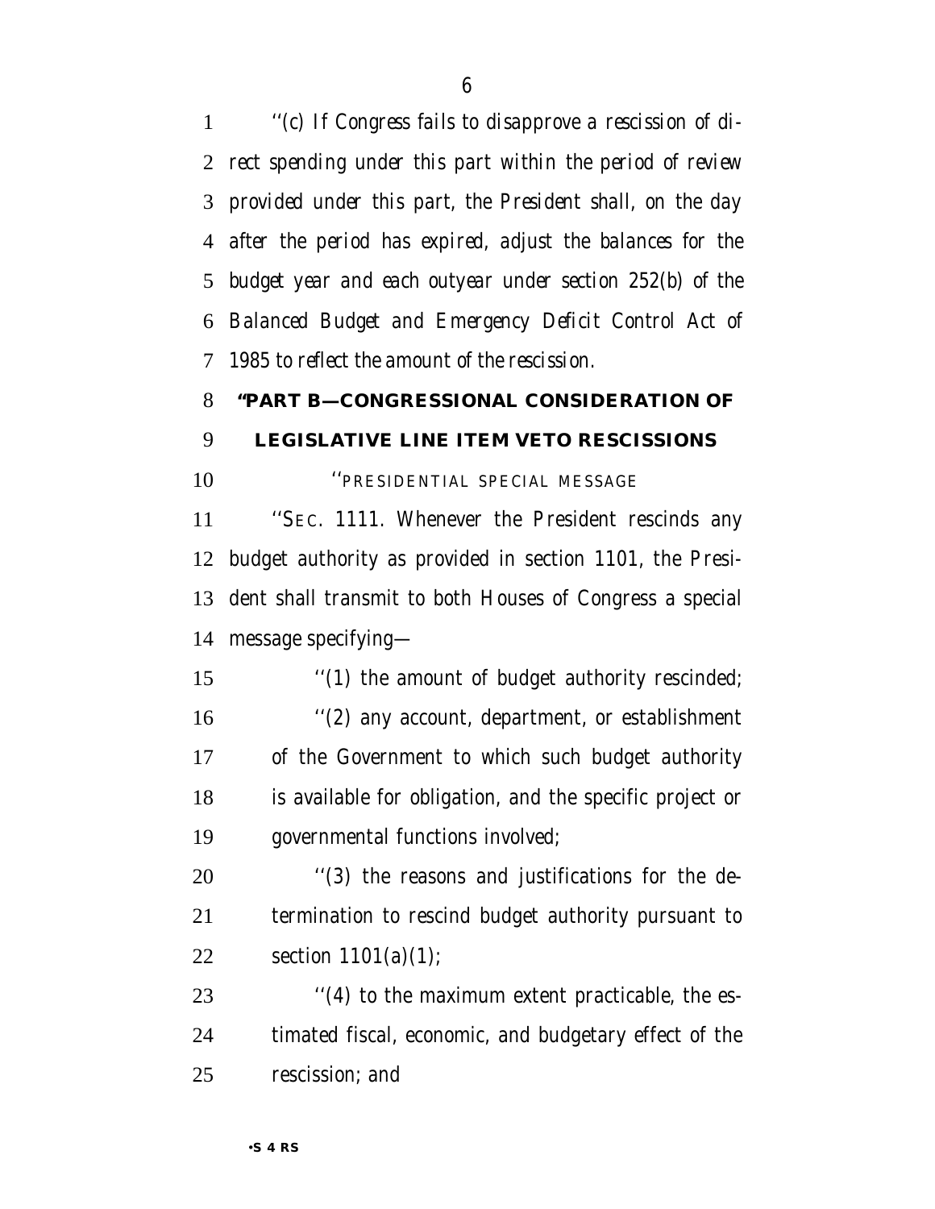*''(c) If Congress fails to disapprove a rescission of direct spending under this part within the period of review provided under this part, the President shall, on the day after the period has expired, adjust the balances for the budget year and each outyear under section 252(b) of the Balanced Budget and Emergency Deficit Control Act of 1985 to reflect the amount of the rescission.*

## ''PART B—CONGRESSIONAL CONSIDERATION OF LEGISLATIVE LINE ITEM VETO RESCISSIONS

''PRESIDENTIAL SPECIAL MESSAGE

''SEC. 1111. Whenever the President rescinds any budget authority as provided in section 1101, the President shall transmit to both Houses of Congress a special message specifying—

''(1) the amount of budget authority rescinded;

''(2) any account, department, or establishment of the Government to which such budget authority is available for obligation, and the specific project or governmental functions involved;

''(3) the reasons and justifications for the determination to rescind budget authority pursuant to section 1101(a)(1);

''(4) to the maximum extent practicable, the estimated fiscal, economic, and budgetary effect of the rescission; and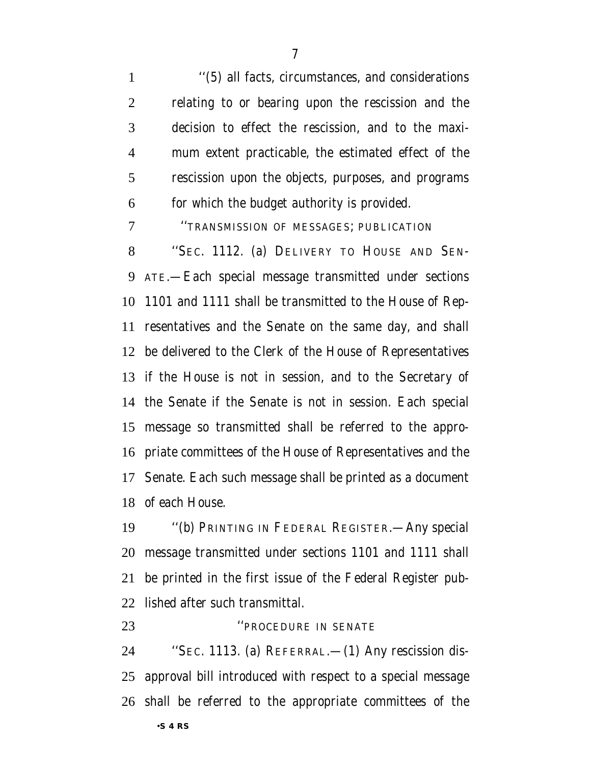''(5) all facts, circumstances, and considerations relating to or bearing upon the rescission and the decision to effect the rescission, and to the maximum extent practicable, the estimated effect of the rescission upon the objects, purposes, and programs for which the budget authority is provided.

''TRANSMISSION OF MESSAGES; PUBLICATION

''SEC. 1112. (a) DELIVERY TO HOUSE AND SENATE.—Each special message transmitted under sections 1101 and 1111 shall be transmitted to the House of Representatives and the Senate on the same day, and shall be delivered to the Clerk of the House of Representatives if the House is not in session, and to the Secretary of the Senate if the Senate is not in session. Each special message so transmitted shall be referred to the appropriate committees of the House of Representatives and the Senate. Each such message shall be printed as a document of each House.

''(b) PRINTING IN FEDERAL REGISTER.—Any special message transmitted under sections 1101 and 1111 shall be printed in the first issue of the Federal Register published after such transmittal.

''PROCEDURE IN SENATE

''SEC. 1113. (a) REFERRAL.—(1) Any rescission disapproval bill introduced with respect to a special message shall be referred to the appropriate committees of the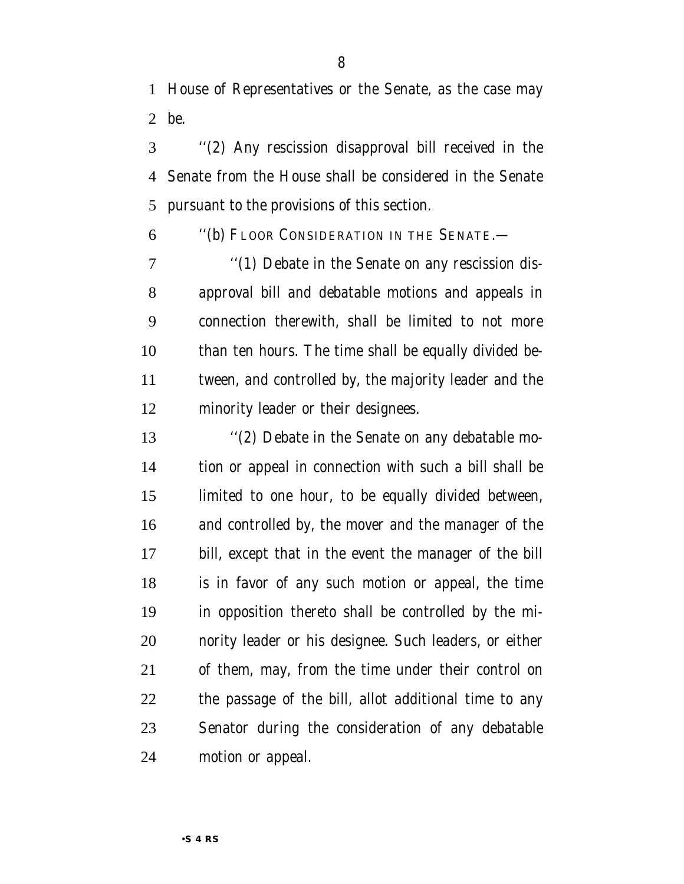House of Representatives or the Senate, as the case may be.

''(2) Any rescission disapproval bill received in the Senate from the House shall be considered in the Senate pursuant to the provisions of this section.

''(b) FLOOR CONSIDERATION IN THE SENATE.—

''(1) Debate in the Senate on any rescission disapproval bill and debatable motions and appeals in connection therewith, shall be limited to not more than ten hours. The time shall be equally divided between, and controlled by, the majority leader and the minority leader or their designees.

''(2) Debate in the Senate on any debatable motion or appeal in connection with such a bill shall be limited to one hour, to be equally divided between, and controlled by, the mover and the manager of the bill, except that in the event the manager of the bill is in favor of any such motion or appeal, the time in opposition thereto shall be controlled by the minority leader or his designee. Such leaders, or either of them, may, from the time under their control on the passage of the bill, allot additional time to any Senator during the consideration of any debatable motion or appeal.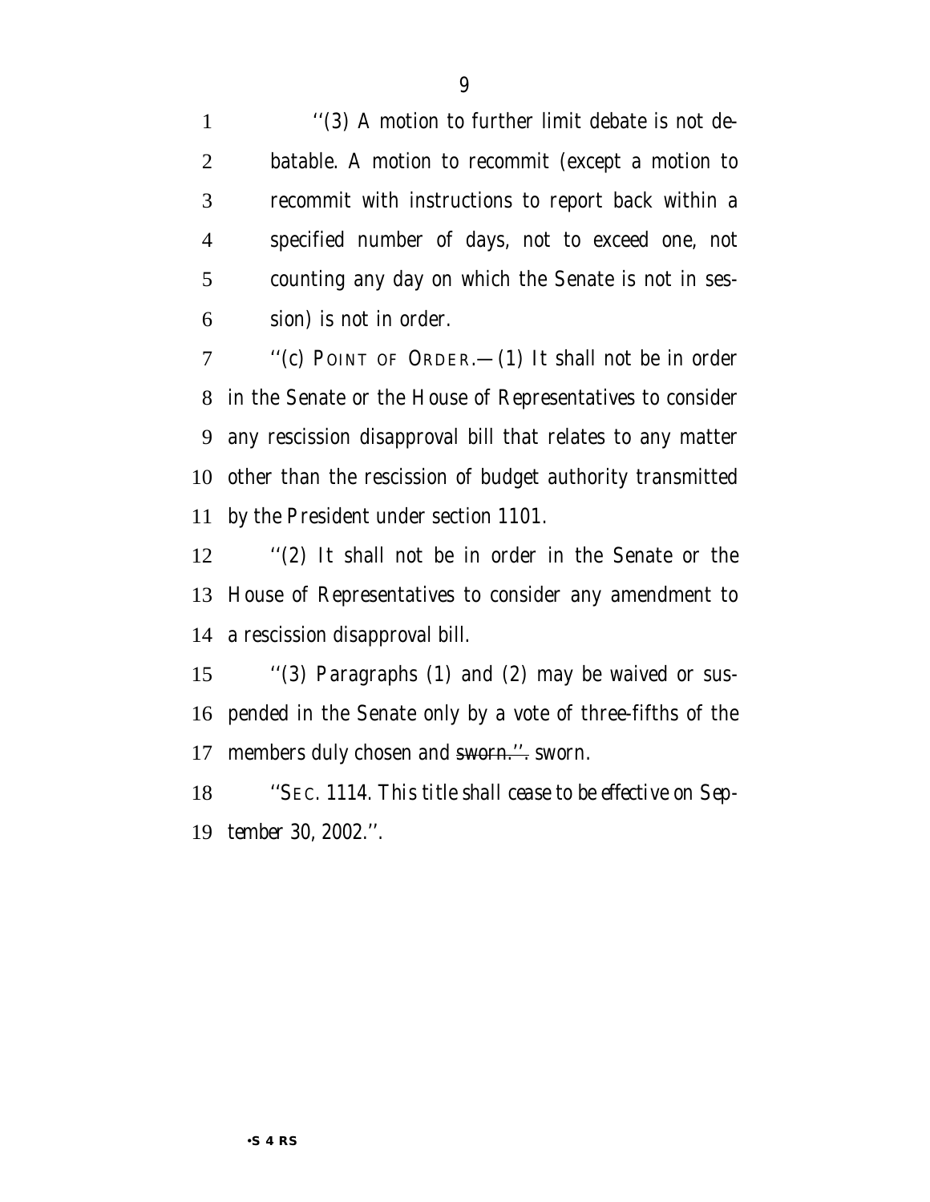''(3) A motion to further limit debate is not debatable. A motion to recommit (except a motion to recommit with instructions to report back within a specified number of days, not to exceed one, not counting any day on which the Senate is not in session) is not in order.

''(c) POINT OF ORDER.—(1) It shall not be in order in the Senate or the House of Representatives to consider any rescission disapproval bill that relates to any matter other than the rescission of budget authority transmitted by the President under section 1101.

''(2) It shall not be in order in the Senate or the House of Representatives to consider any amendment to a rescission disapproval bill.

''(3) Paragraphs (1) and (2) may be waived or suspended in the Senate only by a vote of three-fifths of the members duly chosen and ~~sworn.''.~~ sworn.

*''SEC. 1114. This title shall cease to be effective on September 30, 2002.''.*